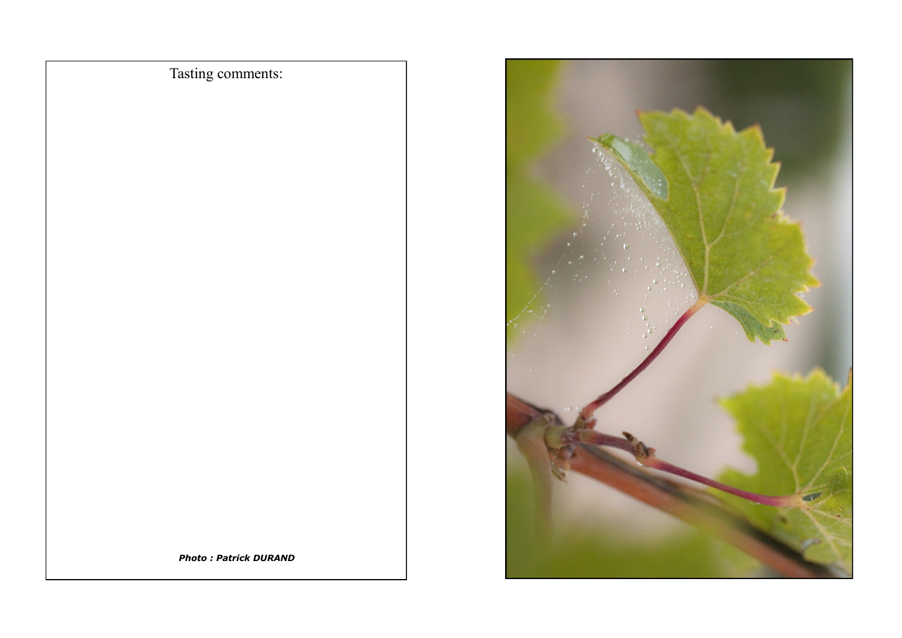Tasting comments:

***Photo : Patrick DURAND***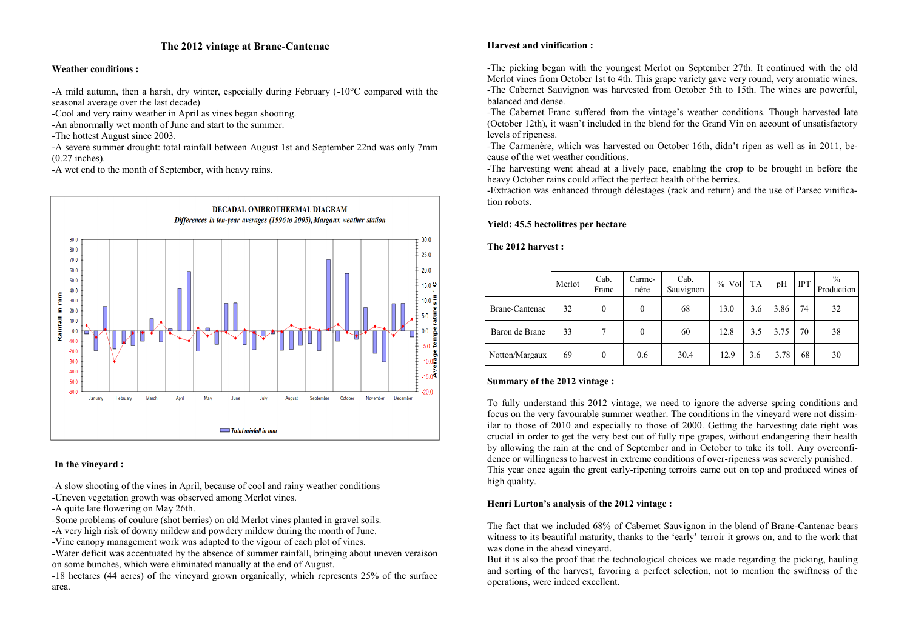# The 2012 vintage at Brane-Cantenac

## Weather conditions :

-A mild autumn, then a harsh, dry winter, especially during February (-10°C compared with the seasonal average over the last decade)
-Cool and very rainy weather in April as vines began shooting.
-An abnormally wet month of June and start to the summer.
-The hottest August since 2003.
-A severe summer drought: total rainfall between August 1st and September 22nd was only 7mm (0.27 inches).
-A wet end to the month of September, with heavy rains.

DECADAL OMBROTHERMAL DIAGRAM
*Differences in ten-year averages (1996 to 2005), Margaux weather station*

Rainfall in mm
90.0
80.0
70.0
60.0
50.0
40.0
30.0
20.0
10.0
0.0
-10.0
-20.0
-30.0
-40.0
-50.0
-60.0

Average temperatures in °C
30.0
25.0
20.0
15.0
10.0
5.0
0.0
-5.0
-10.0
-15.0
-20.0

January February March April May June July August September October November December

Total rainfall in mm

## In the vineyard :

-A slow shooting of the vines in April, because of cool and rainy weather conditions
-Uneven vegetation growth was observed among Merlot vines.
-A quite late flowering on May 26th.
-Some problems of coulure (shot berries) on old Merlot vines planted in gravel soils.
-A very high risk of downy mildew and powdery mildew during the month of June.
-Vine canopy management work was adapted to the vigour of each plot of vines.
-Water deficit was accentuated by the absence of summer rainfall, bringing about uneven veraison on some bunches, which were eliminated manually at the end of August.
-18 hectares (44 acres) of the vineyard grown organically, which represents 25% of the surface area.

## Harvest and vinification :

-The picking began with the youngest Merlot on September 27th. It continued with the old Merlot vines from October 1st to 4th. This grape variety gave very round, very aromatic wines.
-The Cabernet Sauvignon was harvested from October 5th to 15th. The wines are powerful, balanced and dense.
-The Cabernet Franc suffered from the vintage's weather conditions. Though harvested late (October 12th), it wasn't included in the blend for the Grand Vin on account of unsatisfactory levels of ripeness.
-The Carmenère, which was harvested on October 16th, didn't ripen as well as in 2011, because of the wet weather conditions.
-The harvesting went ahead at a lively pace, enabling the crop to be brought in before the heavy October rains could affect the perfect health of the berries.
-Extraction was enhanced through délestages (rack and return) and the use of Parsec vinification robots.

**Yield: 45.5 hectolitres per hectare**

## The 2012 harvest :

| | Merlot | Cab. Franc | Carmenère | Cab. Sauvignon | % Vol | TA | pH | IPT | % Production |
|---|---|---|---|---|---|---|---|---|---|
| Brane-Cantenac | 32 | 0 | 0 | 68 | 13.0 | 3.6 | 3.86 | 74 | 32 |
| Baron de Brane | 33 | 7 | 0 | 60 | 12.8 | 3.5 | 3.75 | 70 | 38 |
| Notton/Margaux | 69 | 0 | 0.6 | 30.4 | 12.9 | 3.6 | 3.78 | 68 | 30 |

## Summary of the 2012 vintage :

To fully understand this 2012 vintage, we need to ignore the adverse spring conditions and focus on the very favourable summer weather. The conditions in the vineyard were not dissimilar to those of 2010 and especially to those of 2000. Getting the harvesting date right was crucial in order to get the very best out of fully ripe grapes, without endangering their health by allowing the rain at the end of September and in October to take its toll. Any overconfidence or willingness to harvest in extreme conditions of over-ripeness was severely punished.
This year once again the great early-ripening terroirs came out on top and produced wines of high quality.

## Henri Lurton's analysis of the 2012 vintage :

The fact that we included 68% of Cabernet Sauvignon in the blend of Brane-Cantenac bears witness to its beautiful maturity, thanks to the 'early' terroir it grows on, and to the work that was done in the ahead vineyard.
But it is also the proof that the technological choices we made regarding the picking, hauling and sorting of the harvest, favoring a perfect selection, not to mention the swiftness of the operations, were indeed excellent.